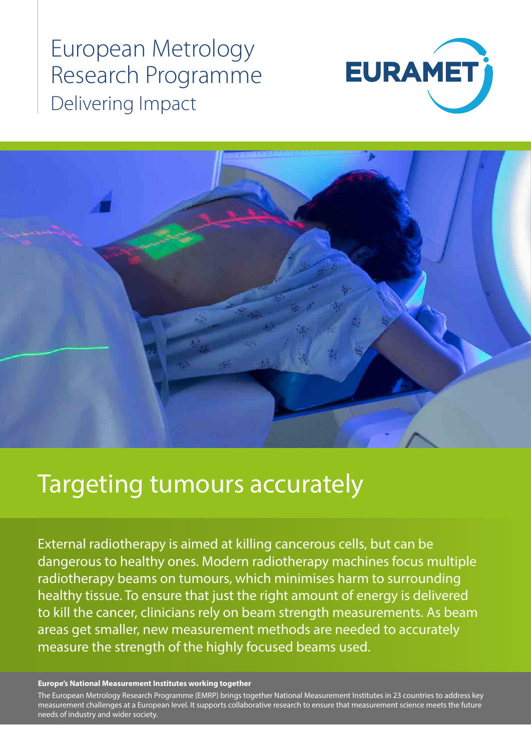European Metrology Research Programme

Delivering Impact

EURAMET

# Targeting tumours accurately

External radiotherapy is aimed at killing cancerous cells, but can be dangerous to healthy ones. Modern radiotherapy machines focus multiple radiotherapy beams on tumours, which minimises harm to surrounding healthy tissue. To ensure that just the right amount of energy is delivered to kill the cancer, clinicians rely on beam strength measurements. As beam areas get smaller, new measurement methods are needed to accurately measure the strength of the highly focused beams used.

**Europe's National Measurement Institutes working together**

The European Metrology Research Programme (EMRP) brings together National Measurement Institutes in 23 countries to address key measurement challenges at a European level. It supports collaborative research to ensure that measurement science meets the future needs of industry and wider society.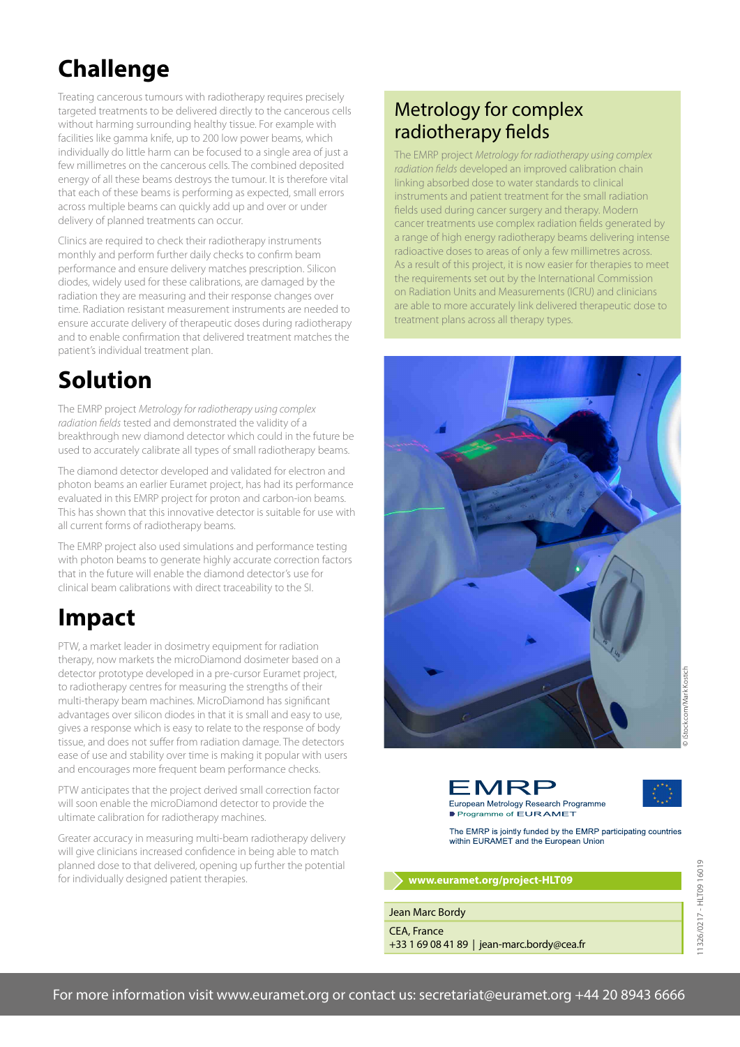# Challenge

Treating cancerous tumours with radiotherapy requires precisely targeted treatments to be delivered directly to the cancerous cells without harming surrounding healthy tissue. For example with facilities like gamma knife, up to 200 low power beams, which individually do little harm can be focused to a single area of just a few millimetres on the cancerous cells. The combined deposited energy of all these beams destroys the tumour. It is therefore vital that each of these beams is performing as expected, small errors across multiple beams can quickly add up and over or under delivery of planned treatments can occur.

Clinics are required to check their radiotherapy instruments monthly and perform further daily checks to confirm beam performance and ensure delivery matches prescription. Silicon diodes, widely used for these calibrations, are damaged by the radiation they are measuring and their response changes over time. Radiation resistant measurement instruments are needed to ensure accurate delivery of therapeutic doses during radiotherapy and to enable confirmation that delivered treatment matches the patient's individual treatment plan.

# Solution

The EMRP project *Metrology for radiotherapy using complex radiation fields* tested and demonstrated the validity of a breakthrough new diamond detector which could in the future be used to accurately calibrate all types of small radiotherapy beams.

The diamond detector developed and validated for electron and photon beams an earlier Euramet project, has had its performance evaluated in this EMRP project for proton and carbon-ion beams. This has shown that this innovative detector is suitable for use with all current forms of radiotherapy beams.

The EMRP project also used simulations and performance testing with photon beams to generate highly accurate correction factors that in the future will enable the diamond detector's use for clinical beam calibrations with direct traceability to the SI.

# Impact

PTW, a market leader in dosimetry equipment for radiation therapy, now markets the microDiamond dosimeter based on a detector prototype developed in a pre-cursor Euramet project, to radiotherapy centres for measuring the strengths of their multi-therapy beam machines. MicroDiamond has significant advantages over silicon diodes in that it is small and easy to use, gives a response which is easy to relate to the response of body tissue, and does not suffer from radiation damage. The detectors ease of use and stability over time is making it popular with users and encourages more frequent beam performance checks.

PTW anticipates that the project derived small correction factor will soon enable the microDiamond detector to provide the ultimate calibration for radiotherapy machines.

Greater accuracy in measuring multi-beam radiotherapy delivery will give clinicians increased confidence in being able to match planned dose to that delivered, opening up further the potential for individually designed patient therapies.

## Metrology for complex radiotherapy fields

The EMRP project *Metrology for radiotherapy using complex radiation fields* developed an improved calibration chain linking absorbed dose to water standards to clinical instruments and patient treatment for the small radiation fields used during cancer surgery and therapy. Modern cancer treatments use complex radiation fields generated by a range of high energy radiotherapy beams delivering intense radioactive doses to areas of only a few millimetres across. As a result of this project, it is now easier for therapies to meet the requirements set out by the International Commission on Radiation Units and Measurements (ICRU) and clinicians are able to more accurately link delivered therapeutic dose to treatment plans across all therapy types.

© iStock.com/Mark Kostich

EMRP
European Metrology Research Programme
Programme of EURAMET

The EMRP is jointly funded by the EMRP participating countries within EURAMET and the European Union

**www.euramet.org/project-HLT09**

Jean Marc Bordy

CEA, France
+33 1 69 08 41 89 | jean-marc.bordy@cea.fr

11326/0217 - HLT09 16019

For more information visit www.euramet.org or contact us: secretariat@euramet.org +44 20 8943 6666